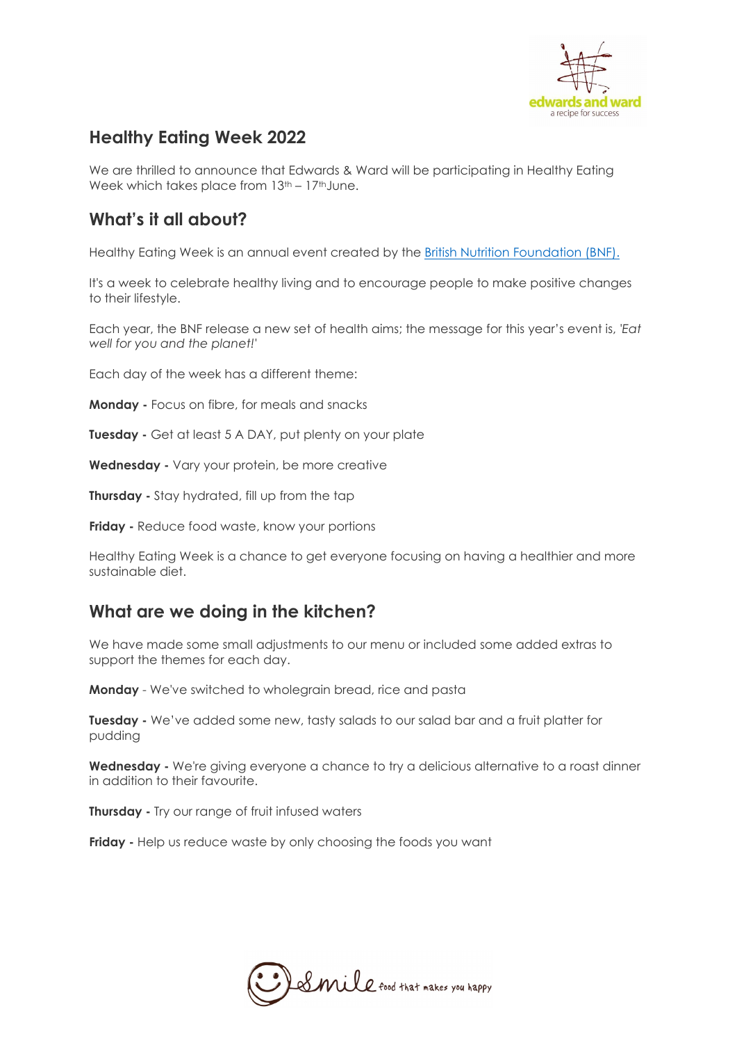## Healthy Eating Week 2022

We are thrilled to announce that Edwards & Ward will be participating in Healthy Eating Week which takes place from 13th – 17th June.

## What's it all about?

Healthy Eating Week is an annual event created by the [British Nutrition Foundation (BNF).]()

It's a week to celebrate healthy living and to encourage people to make positive changes to their lifestyle.

Each year, the BNF release a new set of health aims; the message for this year's event is, *'Eat well for you and the planet!'*

Each day of the week has a different theme:

**Monday -** Focus on fibre, for meals and snacks

**Tuesday -** Get at least 5 A DAY, put plenty on your plate

**Wednesday -** Vary your protein, be more creative

**Thursday -** Stay hydrated, fill up from the tap

**Friday -** Reduce food waste, know your portions

Healthy Eating Week is a chance to get everyone focusing on having a healthier and more sustainable diet.

## What are we doing in the kitchen?

We have made some small adjustments to our menu or included some added extras to support the themes for each day.

**Monday** - We've switched to wholegrain bread, rice and pasta

**Tuesday -** We've added some new, tasty salads to our salad bar and a fruit platter for pudding

**Wednesday -** We're giving everyone a chance to try a delicious alternative to a roast dinner in addition to their favourite.

**Thursday -** Try our range of fruit infused waters

**Friday -** Help us reduce waste by only choosing the foods you want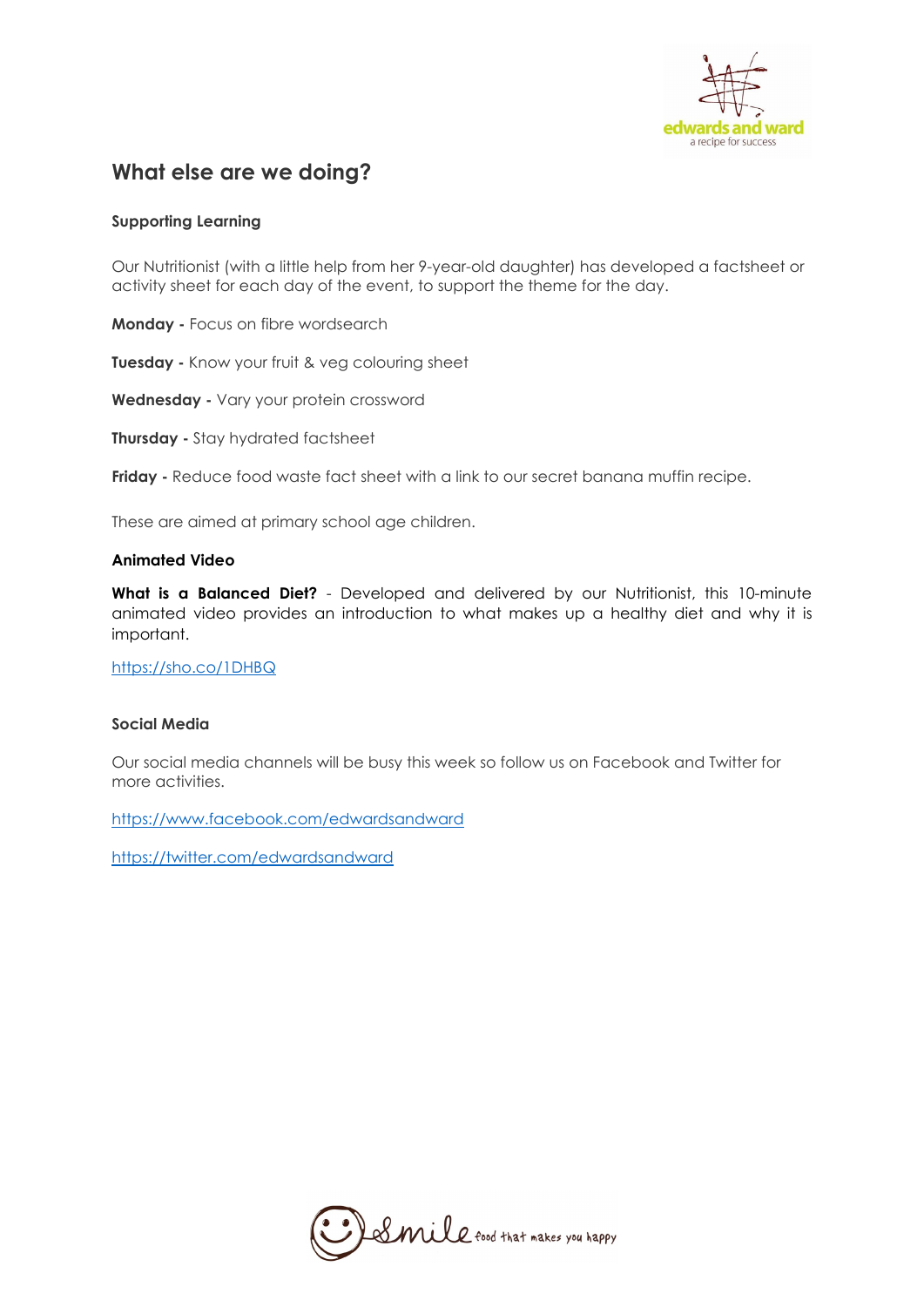## What else are we doing?

**Supporting Learning**

Our Nutritionist (with a little help from her 9-year-old daughter) has developed a factsheet or activity sheet for each day of the event, to support the theme for the day.

**Monday -** Focus on fibre wordsearch

**Tuesday -** Know your fruit & veg colouring sheet

**Wednesday -** Vary your protein crossword

**Thursday -** Stay hydrated factsheet

**Friday -** Reduce food waste fact sheet with a link to our secret banana muffin recipe.

These are aimed at primary school age children.

**Animated Video**

**What is a Balanced Diet?** - Developed and delivered by our Nutritionist, this 10-minute animated video provides an introduction to what makes up a healthy diet and why it is important.

https://sho.co/1DHBQ

**Social Media**

Our social media channels will be busy this week so follow us on Facebook and Twitter for more activities.

https://www.facebook.com/edwardsandward

https://twitter.com/edwardsandward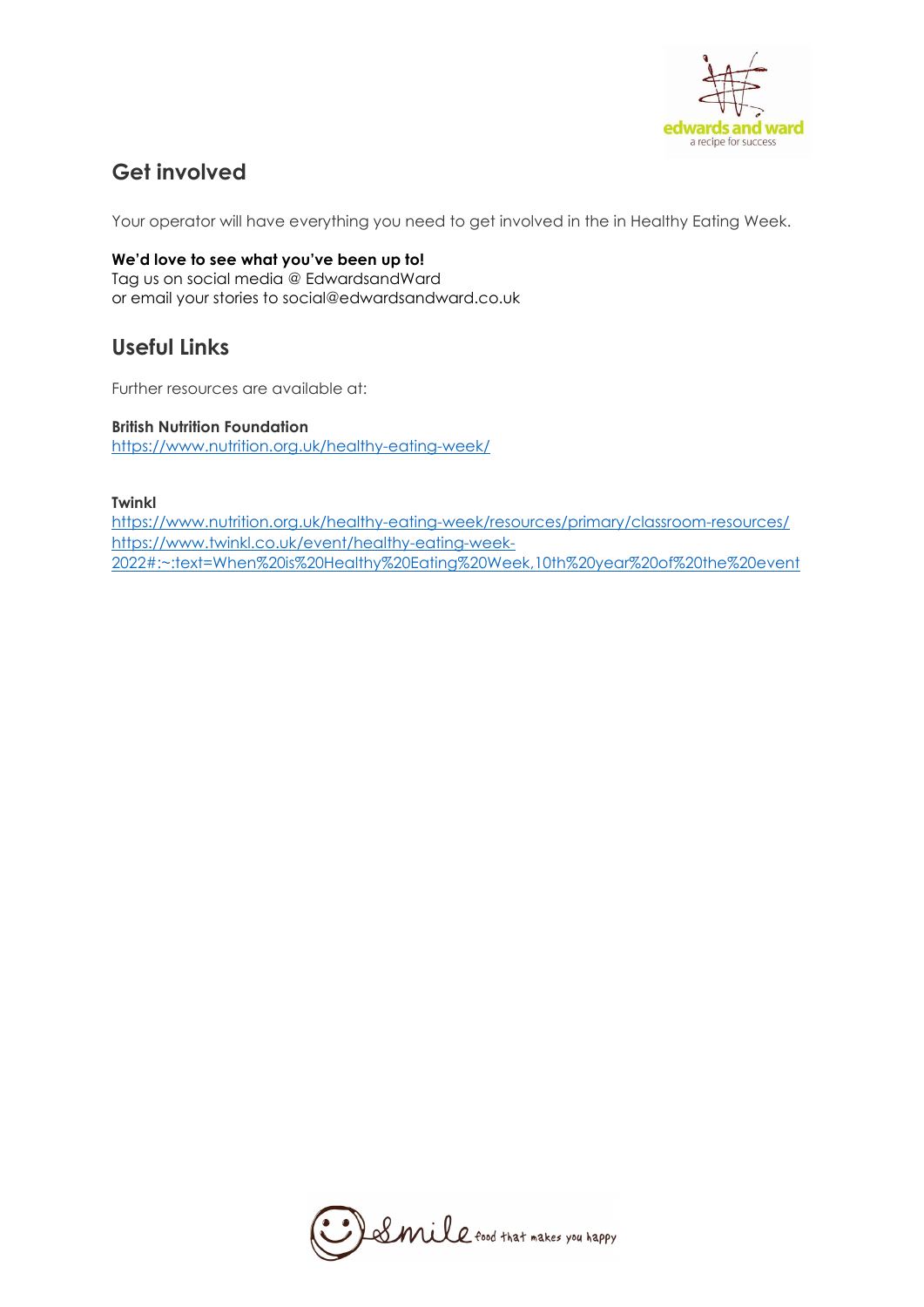## Get involved

Your operator will have everything you need to get involved in the in Healthy Eating Week.

**We'd love to see what you've been up to!**
Tag us on social media @ EdwardsandWard
or email your stories to social@edwardsandward.co.uk

## Useful Links

Further resources are available at:

**British Nutrition Foundation**
https://www.nutrition.org.uk/healthy-eating-week/

**Twinkl**
https://www.nutrition.org.uk/healthy-eating-week/resources/primary/classroom-resources/
https://www.twinkl.co.uk/event/healthy-eating-week-2022#:~:text=When%20is%20Healthy%20Eating%20Week,10th%20year%20of%20the%20event